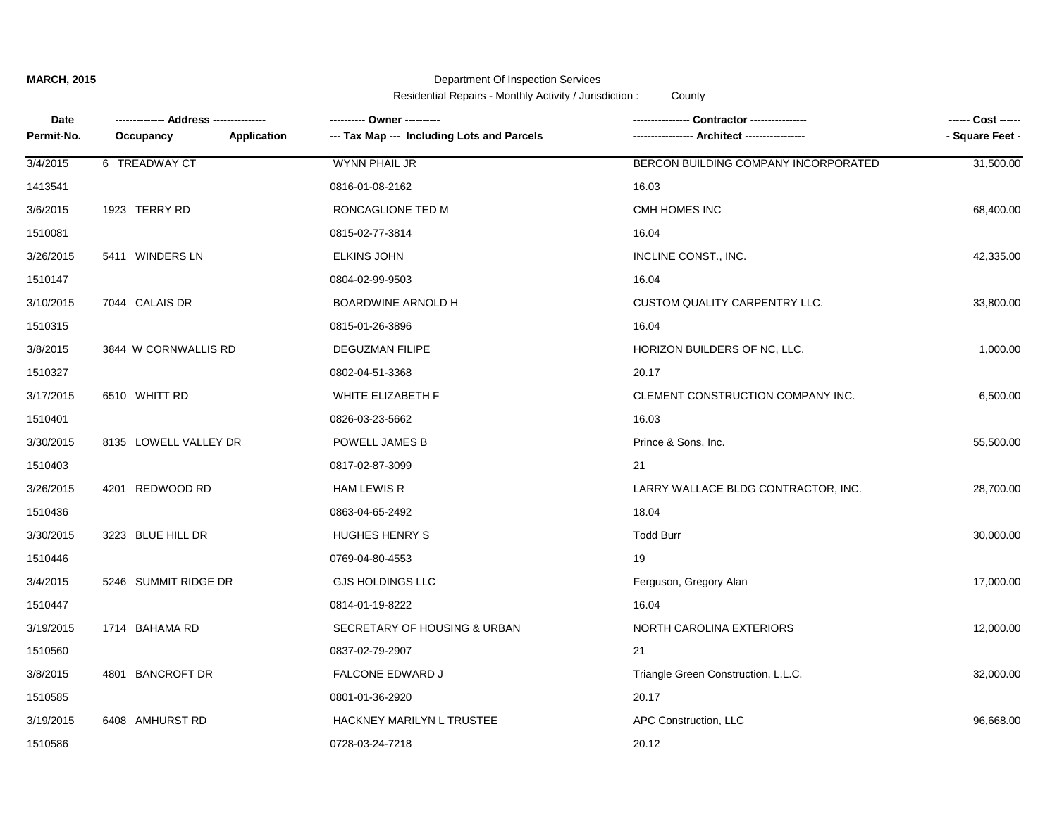**MARCH, 2015**

Department Of Inspection Services

Residential Repairs - Monthly Activity / Jurisdiction : County

| Date<br>Permit-No. | ------------- Address --------------<br>Occupancy Application | ---------- Owner ----------<br>--- Tax Map --- Including Lots and Parcels | ---------------- Contractor ----------------<br>----------------- Architect ----------------- | ------ Cost ------<br>- Square Feet - |
|---|---|---|---|---|
| 3/4/2015 | 6 TREADWAY CT | WYNN PHAIL JR | BERCON BUILDING COMPANY INCORPORATED | 31,500.00 |
| 1413541 | | 0816-01-08-2162 | 16.03 | |
| 3/6/2015 | 1923 TERRY RD | RONCAGLIONE TED M | CMH HOMES INC | 68,400.00 |
| 1510081 | | 0815-02-77-3814 | 16.04 | |
| 3/26/2015 | 5411 WINDERS LN | ELKINS JOHN | INCLINE CONST., INC. | 42,335.00 |
| 1510147 | | 0804-02-99-9503 | 16.04 | |
| 3/10/2015 | 7044 CALAIS DR | BOARDWINE ARNOLD H | CUSTOM QUALITY CARPENTRY LLC. | 33,800.00 |
| 1510315 | | 0815-01-26-3896 | 16.04 | |
| 3/8/2015 | 3844 W CORNWALLIS RD | DEGUZMAN FILIPE | HORIZON BUILDERS OF NC, LLC. | 1,000.00 |
| 1510327 | | 0802-04-51-3368 | 20.17 | |
| 3/17/2015 | 6510 WHITT RD | WHITE ELIZABETH F | CLEMENT CONSTRUCTION COMPANY INC. | 6,500.00 |
| 1510401 | | 0826-03-23-5662 | 16.03 | |
| 3/30/2015 | 8135 LOWELL VALLEY DR | POWELL JAMES B | Prince & Sons, Inc. | 55,500.00 |
| 1510403 | | 0817-02-87-3099 | 21 | |
| 3/26/2015 | 4201 REDWOOD RD | HAM LEWIS R | LARRY WALLACE BLDG CONTRACTOR, INC. | 28,700.00 |
| 1510436 | | 0863-04-65-2492 | 18.04 | |
| 3/30/2015 | 3223 BLUE HILL DR | HUGHES HENRY S | Todd Burr | 30,000.00 |
| 1510446 | | 0769-04-80-4553 | 19 | |
| 3/4/2015 | 5246 SUMMIT RIDGE DR | GJS HOLDINGS LLC | Ferguson, Gregory Alan | 17,000.00 |
| 1510447 | | 0814-01-19-8222 | 16.04 | |
| 3/19/2015 | 1714 BAHAMA RD | SECRETARY OF HOUSING & URBAN | NORTH CAROLINA EXTERIORS | 12,000.00 |
| 1510560 | | 0837-02-79-2907 | 21 | |
| 3/8/2015 | 4801 BANCROFT DR | FALCONE EDWARD J | Triangle Green Construction, L.L.C. | 32,000.00 |
| 1510585 | | 0801-01-36-2920 | 20.17 | |
| 3/19/2015 | 6408 AMHURST RD | HACKNEY MARILYN L TRUSTEE | APC Construction, LLC | 96,668.00 |
| 1510586 | | 0728-03-24-7218 | 20.12 | |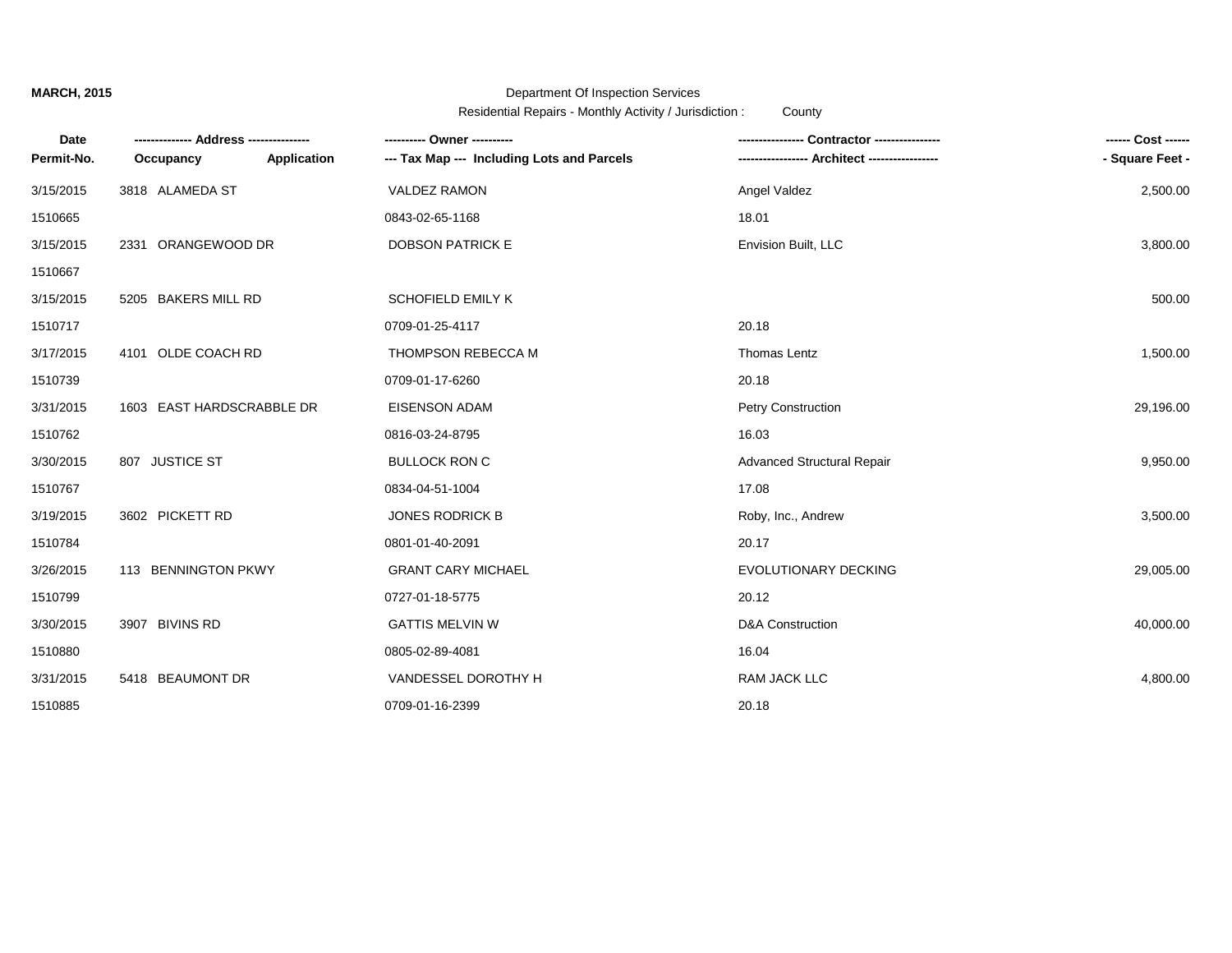**MARCH, 2015**

Department Of Inspection Services

Residential Repairs - Monthly Activity / Jurisdiction : County

| Date<br>Permit-No. | ------------- Address --------------<br>Occupancy Application | ---------- Owner ----------<br>--- Tax Map --- Including Lots and Parcels | ---------------- Contractor ----------------<br>----------------- Architect ----------------- | ------ Cost ------<br>- Square Feet - |
|---|---|---|---|---|
| 3/15/2015 | 3818 ALAMEDA ST | VALDEZ RAMON | Angel Valdez | 2,500.00 |
| 1510665 | | 0843-02-65-1168 | 18.01 | |
| 3/15/2015 | 2331 ORANGEWOOD DR | DOBSON PATRICK E | Envision Built, LLC | 3,800.00 |
| 1510667 | | | | |
| 3/15/2015 | 5205 BAKERS MILL RD | SCHOFIELD EMILY K | | 500.00 |
| 1510717 | | 0709-01-25-4117 | 20.18 | |
| 3/17/2015 | 4101 OLDE COACH RD | THOMPSON REBECCA M | Thomas Lentz | 1,500.00 |
| 1510739 | | 0709-01-17-6260 | 20.18 | |
| 3/31/2015 | 1603 EAST HARDSCRABBLE DR | EISENSON ADAM | Petry Construction | 29,196.00 |
| 1510762 | | 0816-03-24-8795 | 16.03 | |
| 3/30/2015 | 807 JUSTICE ST | BULLOCK RON C | Advanced Structural Repair | 9,950.00 |
| 1510767 | | 0834-04-51-1004 | 17.08 | |
| 3/19/2015 | 3602 PICKETT RD | JONES RODRICK B | Roby, Inc., Andrew | 3,500.00 |
| 1510784 | | 0801-01-40-2091 | 20.17 | |
| 3/26/2015 | 113 BENNINGTON PKWY | GRANT CARY MICHAEL | EVOLUTIONARY DECKING | 29,005.00 |
| 1510799 | | 0727-01-18-5775 | 20.12 | |
| 3/30/2015 | 3907 BIVINS RD | GATTIS MELVIN W | D&A Construction | 40,000.00 |
| 1510880 | | 0805-02-89-4081 | 16.04 | |
| 3/31/2015 | 5418 BEAUMONT DR | VANDESSEL DOROTHY H | RAM JACK LLC | 4,800.00 |
| 1510885 | | 0709-01-16-2399 | 20.18 | |